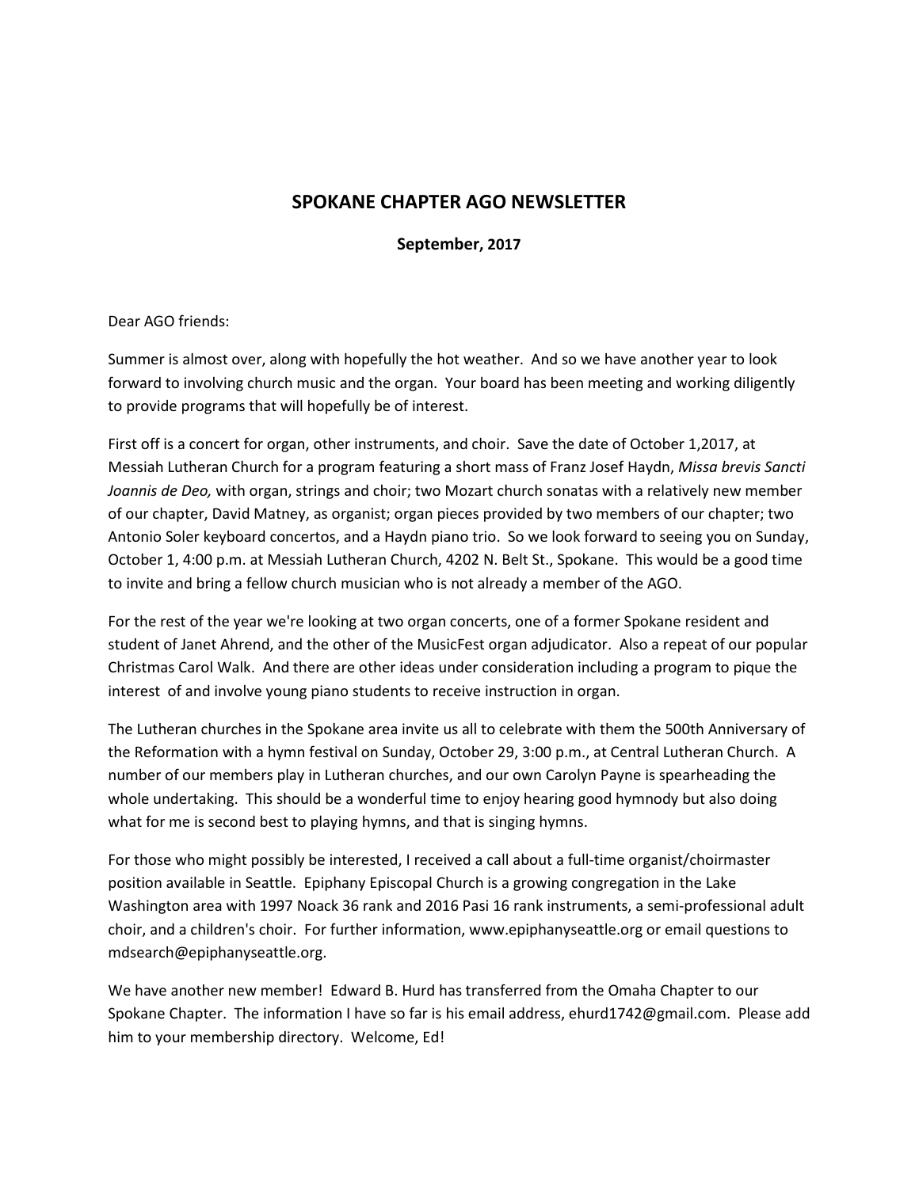# SPOKANE CHAPTER AGO NEWSLETTER

**September, 2017**

Dear AGO friends:

Summer is almost over, along with hopefully the hot weather. And so we have another year to look forward to involving church music and the organ. Your board has been meeting and working diligently to provide programs that will hopefully be of interest.

First off is a concert for organ, other instruments, and choir. Save the date of October 1,2017, at Messiah Lutheran Church for a program featuring a short mass of Franz Josef Haydn, *Missa brevis Sancti Joannis de Deo,* with organ, strings and choir; two Mozart church sonatas with a relatively new member of our chapter, David Matney, as organist; organ pieces provided by two members of our chapter; two Antonio Soler keyboard concertos, and a Haydn piano trio. So we look forward to seeing you on Sunday, October 1, 4:00 p.m. at Messiah Lutheran Church, 4202 N. Belt St., Spokane. This would be a good time to invite and bring a fellow church musician who is not already a member of the AGO.

For the rest of the year we're looking at two organ concerts, one of a former Spokane resident and student of Janet Ahrend, and the other of the MusicFest organ adjudicator. Also a repeat of our popular Christmas Carol Walk. And there are other ideas under consideration including a program to pique the interest of and involve young piano students to receive instruction in organ.

The Lutheran churches in the Spokane area invite us all to celebrate with them the 500th Anniversary of the Reformation with a hymn festival on Sunday, October 29, 3:00 p.m., at Central Lutheran Church. A number of our members play in Lutheran churches, and our own Carolyn Payne is spearheading the whole undertaking. This should be a wonderful time to enjoy hearing good hymnody but also doing what for me is second best to playing hymns, and that is singing hymns.

For those who might possibly be interested, I received a call about a full-time organist/choirmaster position available in Seattle. Epiphany Episcopal Church is a growing congregation in the Lake Washington area with 1997 Noack 36 rank and 2016 Pasi 16 rank instruments, a semi-professional adult choir, and a children's choir. For further information, www.epiphanyseattle.org or email questions to mdsearch@epiphanyseattle.org.

We have another new member! Edward B. Hurd has transferred from the Omaha Chapter to our Spokane Chapter. The information I have so far is his email address, ehurd1742@gmail.com. Please add him to your membership directory. Welcome, Ed!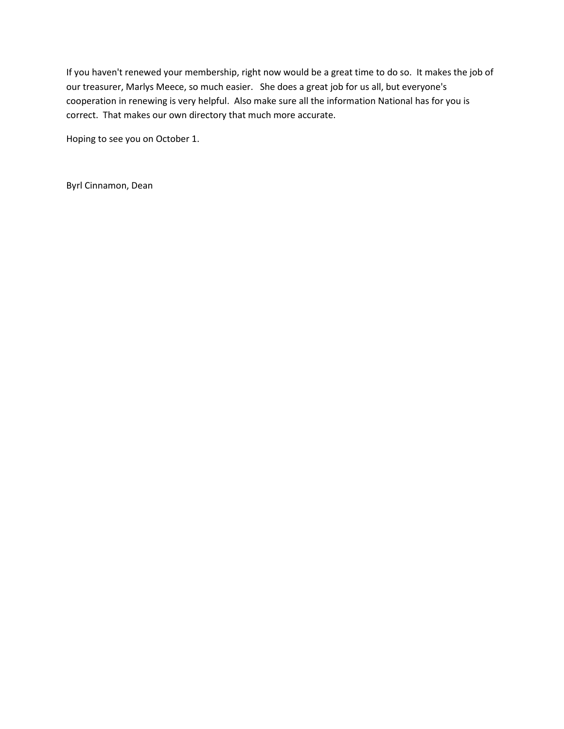If you haven't renewed your membership, right now would be a great time to do so. It makes the job of our treasurer, Marlys Meece, so much easier. She does a great job for us all, but everyone's cooperation in renewing is very helpful. Also make sure all the information National has for you is correct. That makes our own directory that much more accurate.

Hoping to see you on October 1.

Byrl Cinnamon, Dean